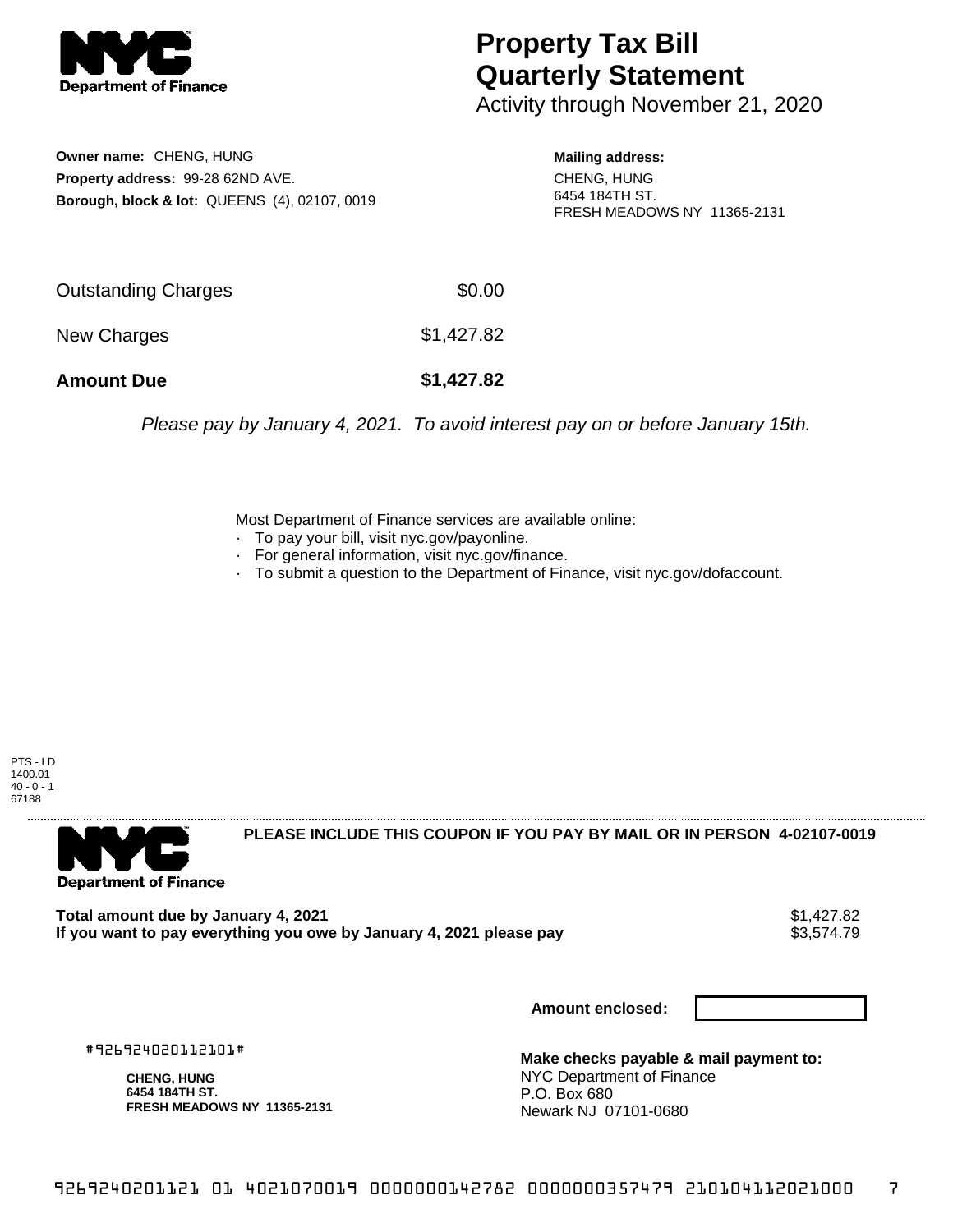# Property Tax Bill Quarterly Statement

Activity through November 21, 2020

**Owner name:** CHENG, HUNG
**Property address:** 99-28 62ND AVE.
**Borough, block & lot:** QUEENS (4), 02107, 0019

**Mailing address:**
CHENG, HUNG
6454 184TH ST.
FRESH MEADOWS NY 11365-2131

| | |
|---|---|
| Outstanding Charges | $0.00 |
| New Charges | $1,427.82 |
| **Amount Due** | **$1,427.82** |

*Please pay by January 4, 2021. To avoid interest pay on or before January 15th.*

Most Department of Finance services are available online:

- To pay your bill, visit nyc.gov/payonline.
- For general information, visit nyc.gov/finance.
- To submit a question to the Department of Finance, visit nyc.gov/dofaccount.

PTS - LD
1400.01
40 - 0 - 1
67188

**PLEASE INCLUDE THIS COUPON IF YOU PAY BY MAIL OR IN PERSON 4-02107-0019**

**Total amount due by January 4, 2021** $1,427.82
**If you want to pay everything you owe by January 4, 2021 please pay** $3,574.79

**Amount enclosed:**

#926924020112101#

**CHENG, HUNG**
**6454 184TH ST.**
**FRESH MEADOWS NY 11365-2131**

**Make checks payable & mail payment to:**
NYC Department of Finance
P.O. Box 680
Newark NJ 07101-0680

926924020112101 01 4021070019 0000000142782 0000000357479 210104112021000 7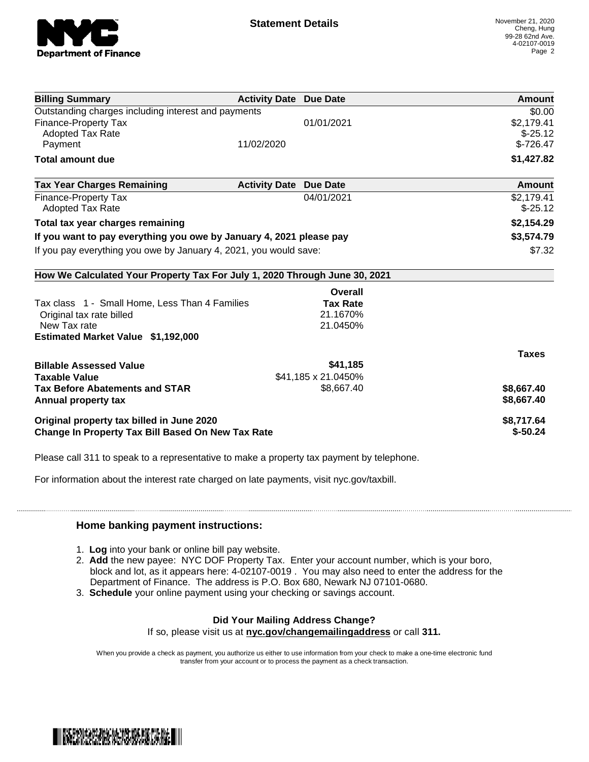## Statement Details

November 21, 2020
Cheng, Hung
99-28 62nd Ave.
4-02107-0019

| Billing Summary | Activity Date | Due Date | Amount |
|---|---|---|---|
| Outstanding charges including interest and payments | | | $0.00 |
| Finance-Property Tax | | 01/01/2021 | $2,179.41 |
| Adopted Tax Rate | | | $-25.12 |
| Payment | 11/02/2020 | | $-726.47 |
| **Total amount due** | | | **$1,427.82** |

| Tax Year Charges Remaining | Activity Date | Due Date | Amount |
|---|---|---|---|
| Finance-Property Tax | | 04/01/2021 | $2,179.41 |
| Adopted Tax Rate | | | $-25.12 |
| **Total tax year charges remaining** | | | **$2,154.29** |
| **If you want to pay everything you owe by January 4, 2021 please pay** | | | **$3,574.79** |
| If you pay everything you owe by January 4, 2021, you would save: | | | $7.32 |

### How We Calculated Your Property Tax For July 1, 2020 Through June 30, 2021

| | Overall Tax Rate | Taxes |
|---|---|---|
| Tax class 1 - Small Home, Less Than 4 Families | | |
| Original tax rate billed | 21.1670% | |
| New Tax rate | 21.0450% | |
| **Estimated Market Value $1,192,000** | | |
| **Billable Assessed Value** | $41,185 | |
| **Taxable Value** | $41,185 x 21.0450% | |
| **Tax Before Abatements and STAR** | $8,667.40 | $8,667.40 |
| **Annual property tax** | | $8,667.40 |
| **Original property tax billed in June 2020** | | $8,717.64 |
| **Change In Property Tax Bill Based On New Tax Rate** | | $-50.24 |

Please call 311 to speak to a representative to make a property tax payment by telephone.

For information about the interest rate charged on late payments, visit nyc.gov/taxbill.

### Home banking payment instructions:

1. **Log** into your bank or online bill pay website.
2. **Add** the new payee: NYC DOF Property Tax. Enter your account number, which is your boro, block and lot, as it appears here: 4-02107-0019 . You may also need to enter the address for the Department of Finance. The address is P.O. Box 680, Newark NJ 07101-0680.
3. **Schedule** your online payment using your checking or savings account.

**Did Your Mailing Address Change?**
If so, please visit us at **nyc.gov/changemailingaddress** or call **311.**

When you provide a check as payment, you authorize us either to use information from your check to make a one-time electronic fund transfer from your account or to process the payment as a check transaction.